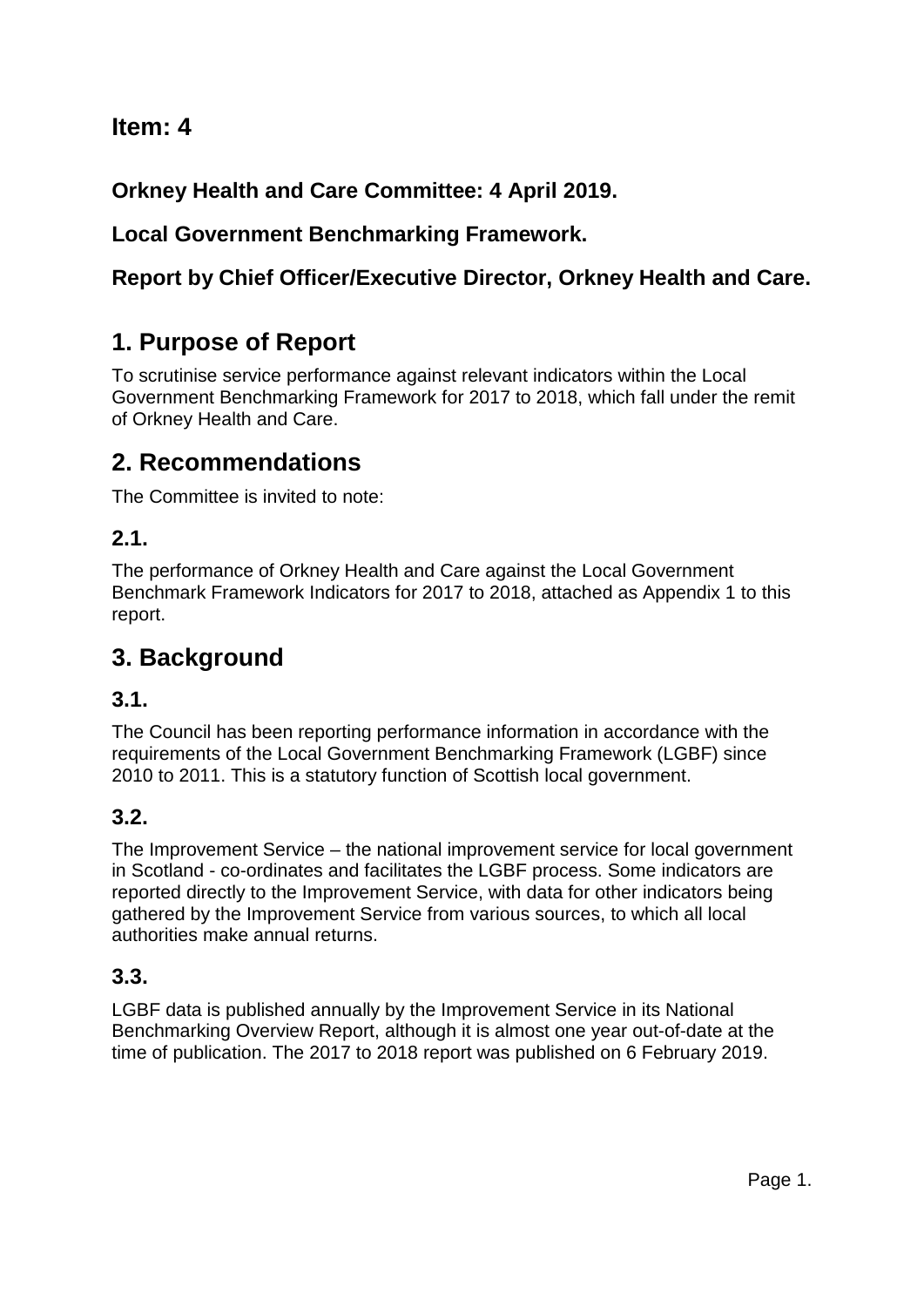**Item: 4**

**Orkney Health and Care Committee: 4 April 2019.**

**Local Government Benchmarking Framework.**

**Report by Chief Officer/Executive Director, Orkney Health and Care.**

# 1. Purpose of Report

To scrutinise service performance against relevant indicators within the Local Government Benchmarking Framework for 2017 to 2018, which fall under the remit of Orkney Health and Care.

# 2. Recommendations

The Committee is invited to note:

## 2.1.

The performance of Orkney Health and Care against the Local Government Benchmark Framework Indicators for 2017 to 2018, attached as Appendix 1 to this report.

# 3. Background

## 3.1.

The Council has been reporting performance information in accordance with the requirements of the Local Government Benchmarking Framework (LGBF) since 2010 to 2011. This is a statutory function of Scottish local government.

## 3.2.

The Improvement Service – the national improvement service for local government in Scotland - co-ordinates and facilitates the LGBF process. Some indicators are reported directly to the Improvement Service, with data for other indicators being gathered by the Improvement Service from various sources, to which all local authorities make annual returns.

## 3.3.

LGBF data is published annually by the Improvement Service in its National Benchmarking Overview Report, although it is almost one year out-of-date at the time of publication. The 2017 to 2018 report was published on 6 February 2019.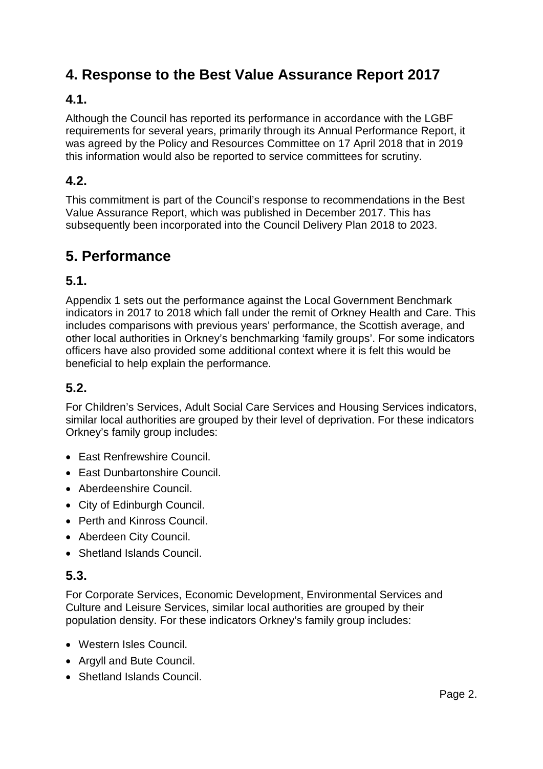## 4. Response to the Best Value Assurance Report 2017

### 4.1.

Although the Council has reported its performance in accordance with the LGBF requirements for several years, primarily through its Annual Performance Report, it was agreed by the Policy and Resources Committee on 17 April 2018 that in 2019 this information would also be reported to service committees for scrutiny.

### 4.2.

This commitment is part of the Council's response to recommendations in the Best Value Assurance Report, which was published in December 2017. This has subsequently been incorporated into the Council Delivery Plan 2018 to 2023.

## 5. Performance

### 5.1.

Appendix 1 sets out the performance against the Local Government Benchmark indicators in 2017 to 2018 which fall under the remit of Orkney Health and Care. This includes comparisons with previous years' performance, the Scottish average, and other local authorities in Orkney's benchmarking 'family groups'. For some indicators officers have also provided some additional context where it is felt this would be beneficial to help explain the performance.

### 5.2.

For Children's Services, Adult Social Care Services and Housing Services indicators, similar local authorities are grouped by their level of deprivation. For these indicators Orkney's family group includes:

- East Renfrewshire Council.
- East Dunbartonshire Council.
- Aberdeenshire Council.
- City of Edinburgh Council.
- Perth and Kinross Council.
- Aberdeen City Council.
- Shetland Islands Council.

### 5.3.

For Corporate Services, Economic Development, Environmental Services and Culture and Leisure Services, similar local authorities are grouped by their population density. For these indicators Orkney's family group includes:

- Western Isles Council.
- Argyll and Bute Council.
- Shetland Islands Council.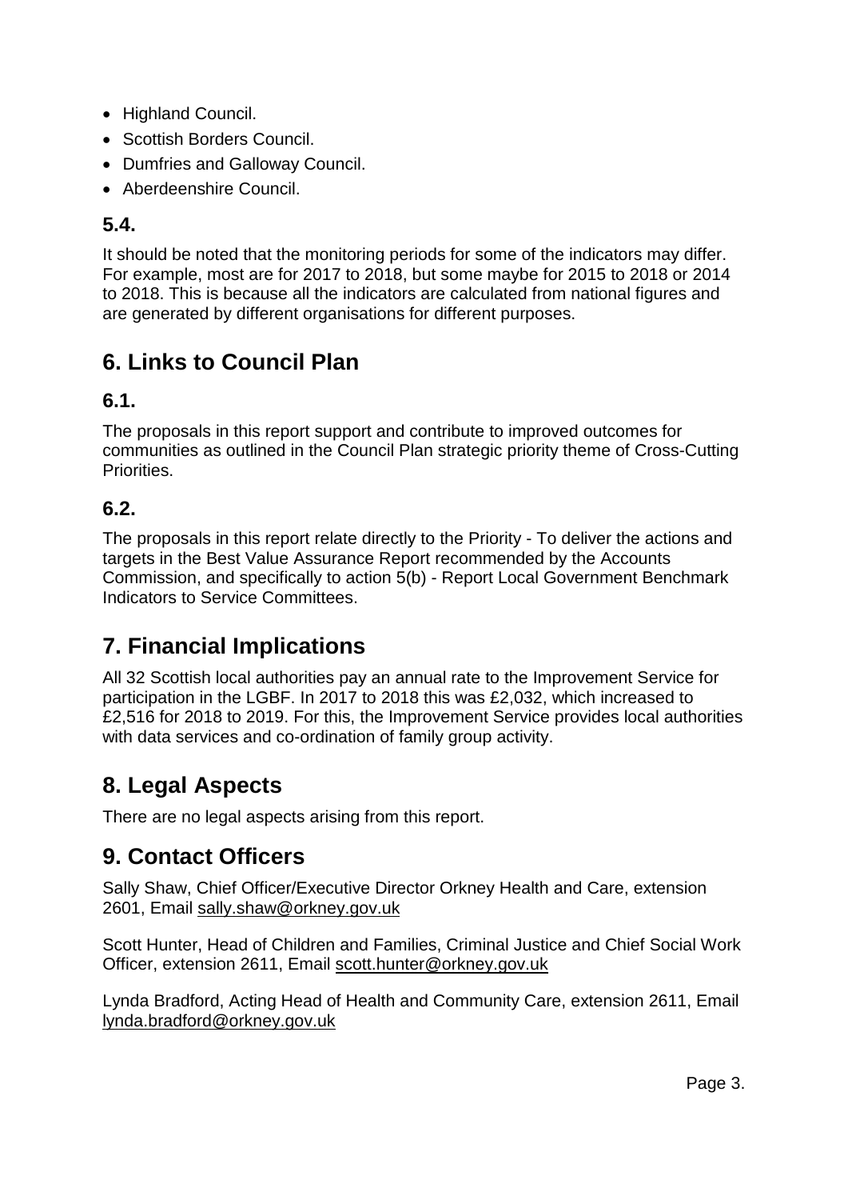- Highland Council.
- Scottish Borders Council.
- Dumfries and Galloway Council.
- Aberdeenshire Council.

### 5.4.

It should be noted that the monitoring periods for some of the indicators may differ. For example, most are for 2017 to 2018, but some maybe for 2015 to 2018 or 2014 to 2018. This is because all the indicators are calculated from national figures and are generated by different organisations for different purposes.

## 6. Links to Council Plan

### 6.1.

The proposals in this report support and contribute to improved outcomes for communities as outlined in the Council Plan strategic priority theme of Cross-Cutting Priorities.

### 6.2.

The proposals in this report relate directly to the Priority - To deliver the actions and targets in the Best Value Assurance Report recommended by the Accounts Commission, and specifically to action 5(b) - Report Local Government Benchmark Indicators to Service Committees.

## 7. Financial Implications

All 32 Scottish local authorities pay an annual rate to the Improvement Service for participation in the LGBF. In 2017 to 2018 this was £2,032, which increased to £2,516 for 2018 to 2019. For this, the Improvement Service provides local authorities with data services and co-ordination of family group activity.

## 8. Legal Aspects

There are no legal aspects arising from this report.

## 9. Contact Officers

Sally Shaw, Chief Officer/Executive Director Orkney Health and Care, extension 2601, Email sally.shaw@orkney.gov.uk

Scott Hunter, Head of Children and Families, Criminal Justice and Chief Social Work Officer, extension 2611, Email scott.hunter@orkney.gov.uk

Lynda Bradford, Acting Head of Health and Community Care, extension 2611, Email lynda.bradford@orkney.gov.uk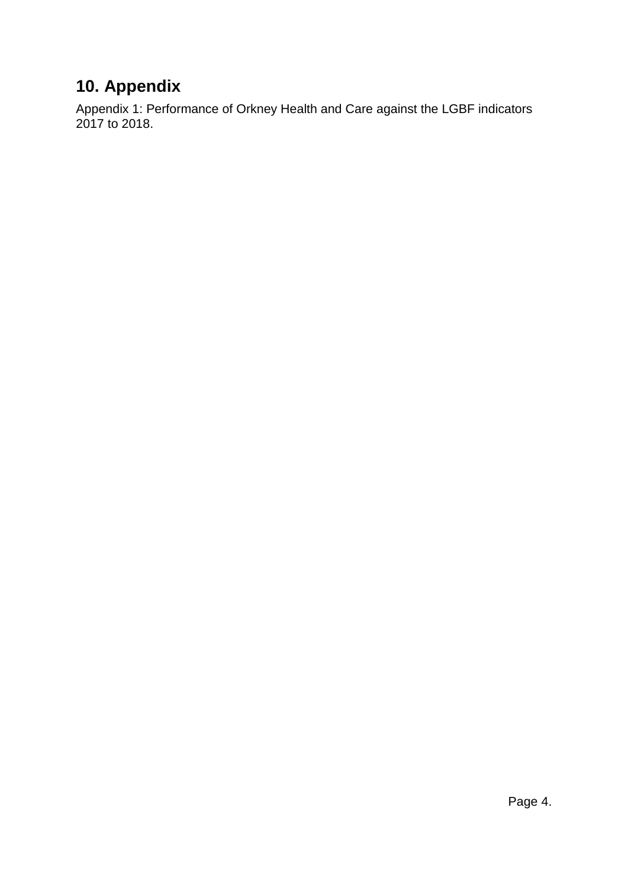## 10. Appendix

Appendix 1: Performance of Orkney Health and Care against the LGBF indicators 2017 to 2018.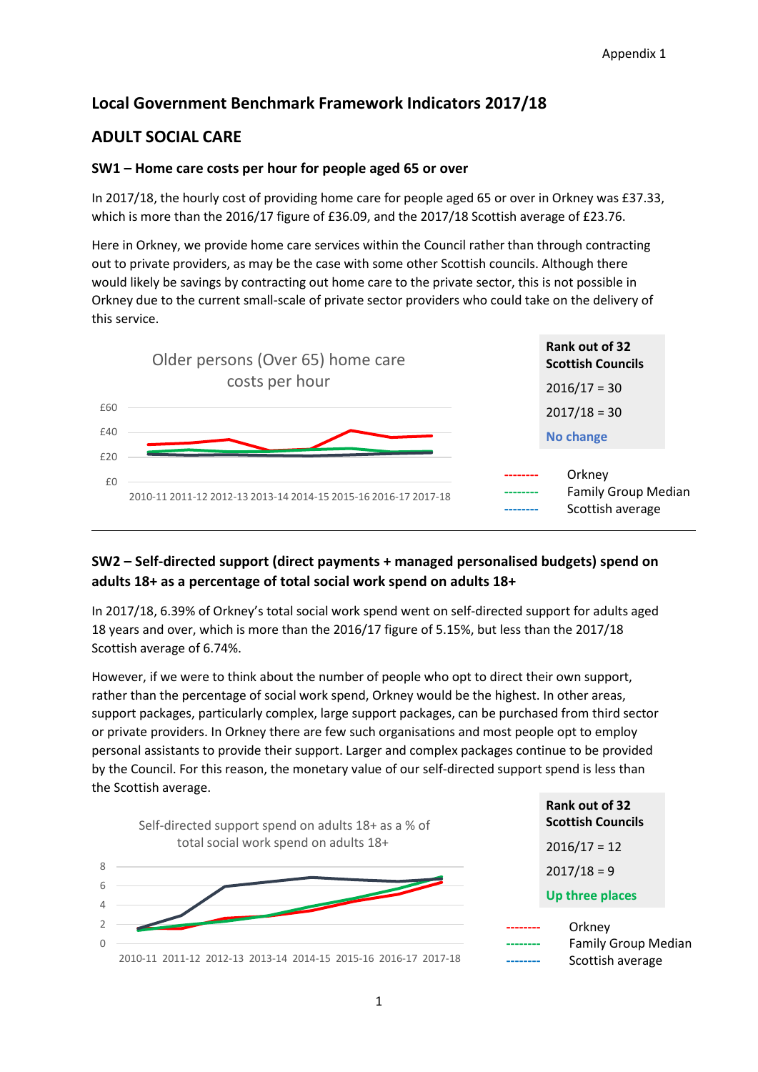# Local Government Benchmark Framework Indicators 2017/18

## ADULT SOCIAL CARE

### SW1 – Home care costs per hour for people aged 65 or over

In 2017/18, the hourly cost of providing home care for people aged 65 or over in Orkney was £37.33, which is more than the 2016/17 figure of £36.09, and the 2017/18 Scottish average of £23.76.

Here in Orkney, we provide home care services within the Council rather than through contracting out to private providers, as may be the case with some other Scottish councils. Although there would likely be savings by contracting out home care to the private sector, this is not possible in Orkney due to the current small-scale of private sector providers who could take on the delivery of this service.

Older persons (Over 65) home care costs per hour

£60
£40
£20
£0

2010-11 2011-12 2012-13 2013-14 2014-15 2015-16 2016-17 2017-18

**Rank out of 32 Scottish Councils**

2016/17 = 30

2017/18 = 30

**No change**

-------- Orkney
-------- Family Group Median
-------- Scottish average

---

### SW2 – Self-directed support (direct payments + managed personalised budgets) spend on adults 18+ as a percentage of total social work spend on adults 18+

In 2017/18, 6.39% of Orkney's total social work spend went on self-directed support for adults aged 18 years and over, which is more than the 2016/17 figure of 5.15%, but less than the 2017/18 Scottish average of 6.74%.

However, if we were to think about the number of people who opt to direct their own support, rather than the percentage of social work spend, Orkney would be the highest. In other areas, support packages, particularly complex, large support packages, can be purchased from third sector or private providers. In Orkney there are few such organisations and most people opt to employ personal assistants to provide their support. Larger and complex packages continue to be provided by the Council. For this reason, the monetary value of our self-directed support spend is less than the Scottish average.

Self-directed support spend on adults 18+ as a % of total social work spend on adults 18+

8
6
4
2
0

2010-11 2011-12 2012-13 2013-14 2014-15 2015-16 2016-17 2017-18

**Rank out of 32 Scottish Councils**

2016/17 = 12

2017/18 = 9

**Up three places**

-------- Orkney
-------- Family Group Median
-------- Scottish average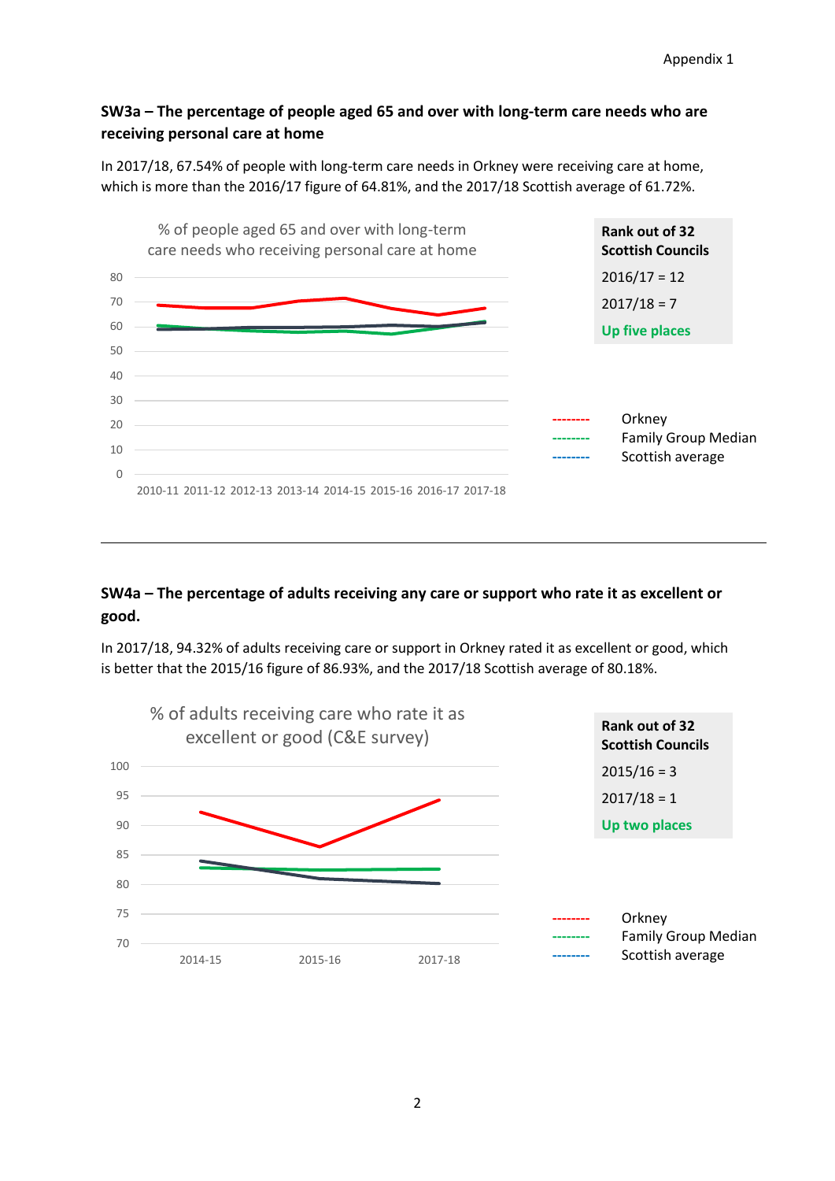### SW3a – The percentage of people aged 65 and over with long-term care needs who are receiving personal care at home

In 2017/18, 67.54% of people with long-term care needs in Orkney were receiving care at home, which is more than the 2016/17 figure of 64.81%, and the 2017/18 Scottish average of 61.72%.

% of people aged 65 and over with long-term care needs who receiving personal care at home

| **Rank out of 32 Scottish Councils** |
|---|
| 2016/17 = 12 |
| 2017/18 = 7 |
| **Up five places** |

-------- Orkney
-------- Family Group Median
-------- Scottish average

---

### SW4a – The percentage of adults receiving any care or support who rate it as excellent or good.

In 2017/18, 94.32% of adults receiving care or support in Orkney rated it as excellent or good, which is better that the 2015/16 figure of 86.93%, and the 2017/18 Scottish average of 80.18%.

% of adults receiving care who rate it as excellent or good (C&E survey)

| **Rank out of 32 Scottish Councils** |
|---|
| 2015/16 = 3 |
| 2017/18 = 1 |
| **Up two places** |

-------- Orkney
-------- Family Group Median
-------- Scottish average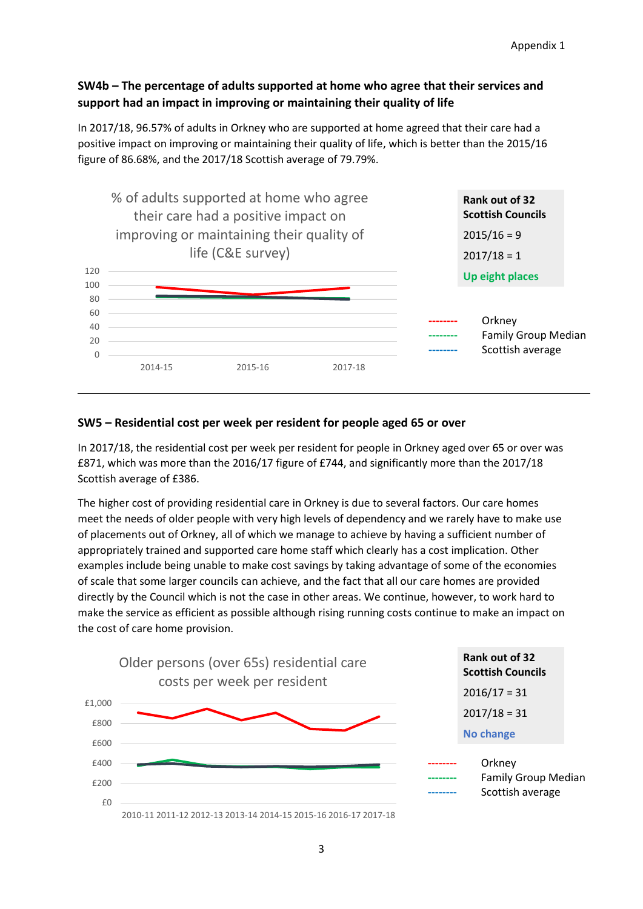Appendix 1

### SW4b – The percentage of adults supported at home who agree that their services and support had an impact in improving or maintaining their quality of life

In 2017/18, 96.57% of adults in Orkney who are supported at home agreed that their care had a positive impact on improving or maintaining their quality of life, which is better than the 2015/16 figure of 86.68%, and the 2017/18 Scottish average of 79.79%.

% of adults supported at home who agree their care had a positive impact on improving or maintaining their quality of life (C&E survey)

120
100
80
60
40
20
0

2014-15 2015-16 2017-18

Orkney
Family Group Median
Scottish average

**Rank out of 32 Scottish Councils**

2015/16 = 9

2017/18 = 1

**Up eight places**

---

### SW5 – Residential cost per week per resident for people aged 65 or over

In 2017/18, the residential cost per week per resident for people in Orkney aged over 65 or over was £871, which was more than the 2016/17 figure of £744, and significantly more than the 2017/18 Scottish average of £386.

The higher cost of providing residential care in Orkney is due to several factors. Our care homes meet the needs of older people with very high levels of dependency and we rarely have to make use of placements out of Orkney, all of which we manage to achieve by having a sufficient number of appropriately trained and supported care home staff which clearly has a cost implication. Other examples include being unable to make cost savings by taking advantage of some of the economies of scale that some larger councils can achieve, and the fact that all our care homes are provided directly by the Council which is not the case in other areas. We continue, however, to work hard to make the service as efficient as possible although rising running costs continue to make an impact on the cost of care home provision.

Older persons (over 65s) residential care costs per week per resident

£1,000
£800
£600
£400
£200
£0

2010-11 2011-12 2012-13 2013-14 2014-15 2015-16 2016-17 2017-18

Orkney
Family Group Median
Scottish average

**Rank out of 32 Scottish Councils**

2016/17 = 31

2017/18 = 31

**No change**